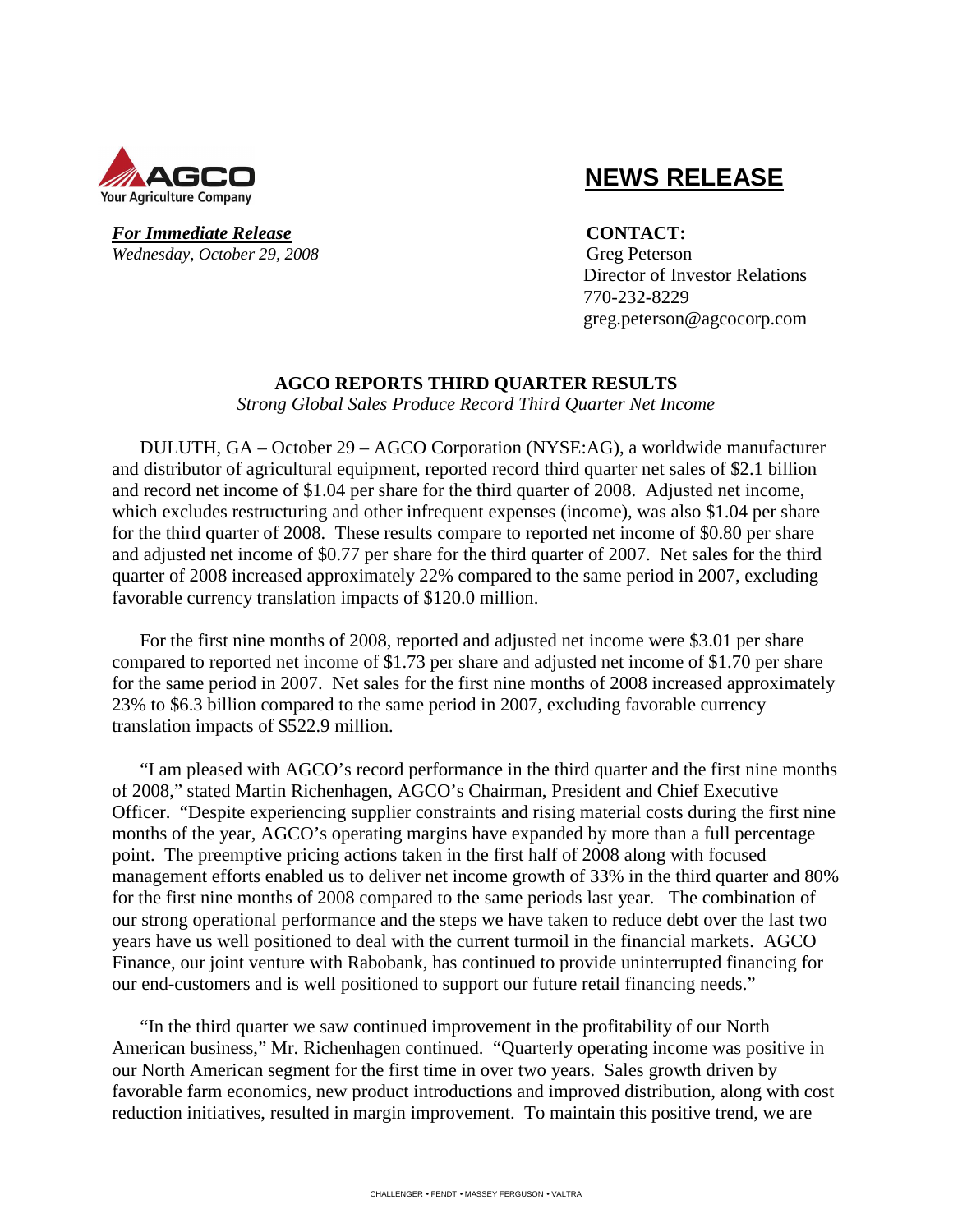AGCO
Your Agriculture Company

# NEWS RELEASE

***For Immediate Release***
*Wednesday, October 29, 2008*

**CONTACT:**
Greg Peterson
Director of Investor Relations
770-232-8229
greg.peterson@agcocorp.com

## AGCO REPORTS THIRD QUARTER RESULTS

*Strong Global Sales Produce Record Third Quarter Net Income*

DULUTH, GA – October 29 – AGCO Corporation (NYSE:AG), a worldwide manufacturer and distributor of agricultural equipment, reported record third quarter net sales of $2.1 billion and record net income of $1.04 per share for the third quarter of 2008. Adjusted net income, which excludes restructuring and other infrequent expenses (income), was also $1.04 per share for the third quarter of 2008. These results compare to reported net income of $0.80 per share and adjusted net income of $0.77 per share for the third quarter of 2007. Net sales for the third quarter of 2008 increased approximately 22% compared to the same period in 2007, excluding favorable currency translation impacts of $120.0 million.

For the first nine months of 2008, reported and adjusted net income were $3.01 per share compared to reported net income of $1.73 per share and adjusted net income of $1.70 per share for the same period in 2007. Net sales for the first nine months of 2008 increased approximately 23% to $6.3 billion compared to the same period in 2007, excluding favorable currency translation impacts of $522.9 million.

"I am pleased with AGCO's record performance in the third quarter and the first nine months of 2008," stated Martin Richenhagen, AGCO's Chairman, President and Chief Executive Officer. "Despite experiencing supplier constraints and rising material costs during the first nine months of the year, AGCO's operating margins have expanded by more than a full percentage point. The preemptive pricing actions taken in the first half of 2008 along with focused management efforts enabled us to deliver net income growth of 33% in the third quarter and 80% for the first nine months of 2008 compared to the same periods last year. The combination of our strong operational performance and the steps we have taken to reduce debt over the last two years have us well positioned to deal with the current turmoil in the financial markets. AGCO Finance, our joint venture with Rabobank, has continued to provide uninterrupted financing for our end-customers and is well positioned to support our future retail financing needs."

"In the third quarter we saw continued improvement in the profitability of our North American business," Mr. Richenhagen continued. "Quarterly operating income was positive in our North American segment for the first time in over two years. Sales growth driven by favorable farm economics, new product introductions and improved distribution, along with cost reduction initiatives, resulted in margin improvement. To maintain this positive trend, we are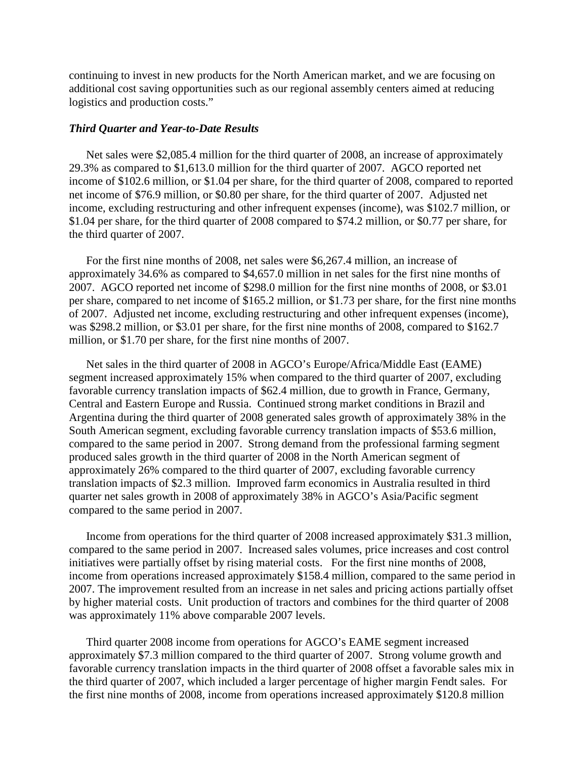continuing to invest in new products for the North American market, and we are focusing on additional cost saving opportunities such as our regional assembly centers aimed at reducing logistics and production costs."

***Third Quarter and Year-to-Date Results***

Net sales were $2,085.4 million for the third quarter of 2008, an increase of approximately 29.3% as compared to $1,613.0 million for the third quarter of 2007. AGCO reported net income of $102.6 million, or $1.04 per share, for the third quarter of 2008, compared to reported net income of $76.9 million, or $0.80 per share, for the third quarter of 2007. Adjusted net income, excluding restructuring and other infrequent expenses (income), was $102.7 million, or $1.04 per share, for the third quarter of 2008 compared to $74.2 million, or $0.77 per share, for the third quarter of 2007.

For the first nine months of 2008, net sales were $6,267.4 million, an increase of approximately 34.6% as compared to $4,657.0 million in net sales for the first nine months of 2007. AGCO reported net income of $298.0 million for the first nine months of 2008, or $3.01 per share, compared to net income of $165.2 million, or $1.73 per share, for the first nine months of 2007. Adjusted net income, excluding restructuring and other infrequent expenses (income), was $298.2 million, or $3.01 per share, for the first nine months of 2008, compared to $162.7 million, or $1.70 per share, for the first nine months of 2007.

Net sales in the third quarter of 2008 in AGCO's Europe/Africa/Middle East (EAME) segment increased approximately 15% when compared to the third quarter of 2007, excluding favorable currency translation impacts of $62.4 million, due to growth in France, Germany, Central and Eastern Europe and Russia. Continued strong market conditions in Brazil and Argentina during the third quarter of 2008 generated sales growth of approximately 38% in the South American segment, excluding favorable currency translation impacts of $53.6 million, compared to the same period in 2007. Strong demand from the professional farming segment produced sales growth in the third quarter of 2008 in the North American segment of approximately 26% compared to the third quarter of 2007, excluding favorable currency translation impacts of $2.3 million. Improved farm economics in Australia resulted in third quarter net sales growth in 2008 of approximately 38% in AGCO's Asia/Pacific segment compared to the same period in 2007.

Income from operations for the third quarter of 2008 increased approximately $31.3 million, compared to the same period in 2007. Increased sales volumes, price increases and cost control initiatives were partially offset by rising material costs. For the first nine months of 2008, income from operations increased approximately $158.4 million, compared to the same period in 2007. The improvement resulted from an increase in net sales and pricing actions partially offset by higher material costs. Unit production of tractors and combines for the third quarter of 2008 was approximately 11% above comparable 2007 levels.

Third quarter 2008 income from operations for AGCO's EAME segment increased approximately $7.3 million compared to the third quarter of 2007. Strong volume growth and favorable currency translation impacts in the third quarter of 2008 offset a favorable sales mix in the third quarter of 2007, which included a larger percentage of higher margin Fendt sales. For the first nine months of 2008, income from operations increased approximately $120.8 million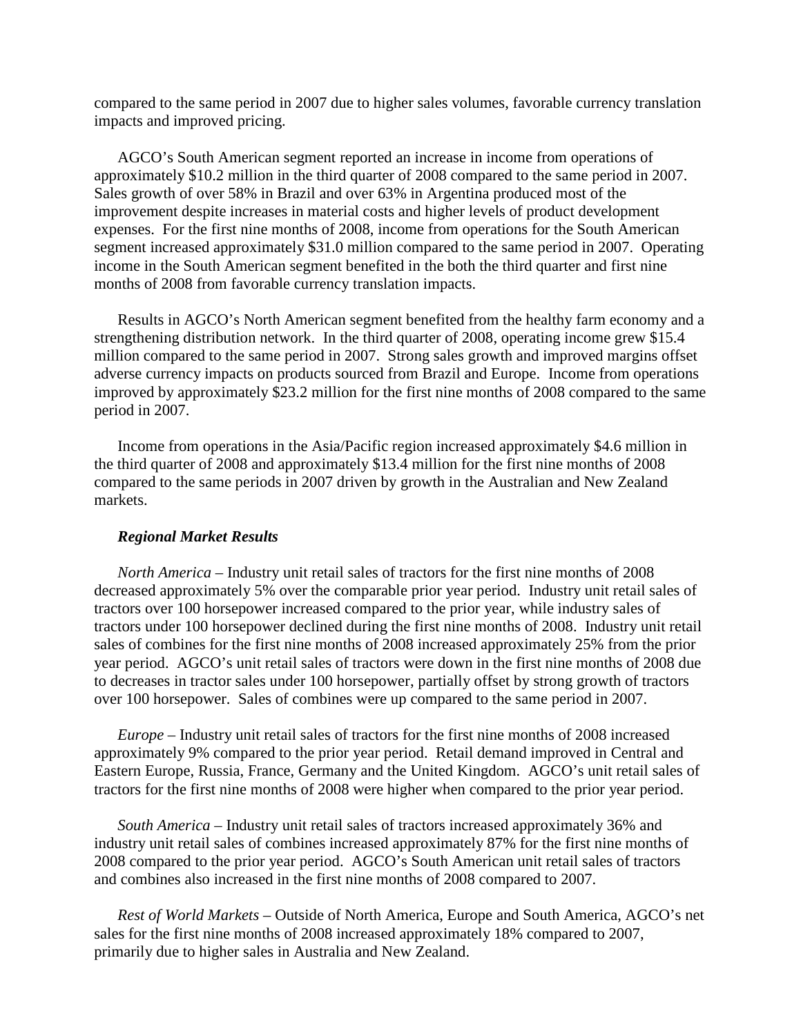compared to the same period in 2007 due to higher sales volumes, favorable currency translation impacts and improved pricing.

AGCO's South American segment reported an increase in income from operations of approximately $10.2 million in the third quarter of 2008 compared to the same period in 2007. Sales growth of over 58% in Brazil and over 63% in Argentina produced most of the improvement despite increases in material costs and higher levels of product development expenses. For the first nine months of 2008, income from operations for the South American segment increased approximately $31.0 million compared to the same period in 2007. Operating income in the South American segment benefited in the both the third quarter and first nine months of 2008 from favorable currency translation impacts.

Results in AGCO's North American segment benefited from the healthy farm economy and a strengthening distribution network. In the third quarter of 2008, operating income grew $15.4 million compared to the same period in 2007. Strong sales growth and improved margins offset adverse currency impacts on products sourced from Brazil and Europe. Income from operations improved by approximately $23.2 million for the first nine months of 2008 compared to the same period in 2007.

Income from operations in the Asia/Pacific region increased approximately $4.6 million in the third quarter of 2008 and approximately $13.4 million for the first nine months of 2008 compared to the same periods in 2007 driven by growth in the Australian and New Zealand markets.

***Regional Market Results***

*North America* – Industry unit retail sales of tractors for the first nine months of 2008 decreased approximately 5% over the comparable prior year period. Industry unit retail sales of tractors over 100 horsepower increased compared to the prior year, while industry sales of tractors under 100 horsepower declined during the first nine months of 2008. Industry unit retail sales of combines for the first nine months of 2008 increased approximately 25% from the prior year period. AGCO's unit retail sales of tractors were down in the first nine months of 2008 due to decreases in tractor sales under 100 horsepower, partially offset by strong growth of tractors over 100 horsepower. Sales of combines were up compared to the same period in 2007.

*Europe* – Industry unit retail sales of tractors for the first nine months of 2008 increased approximately 9% compared to the prior year period. Retail demand improved in Central and Eastern Europe, Russia, France, Germany and the United Kingdom. AGCO's unit retail sales of tractors for the first nine months of 2008 were higher when compared to the prior year period.

*South America* – Industry unit retail sales of tractors increased approximately 36% and industry unit retail sales of combines increased approximately 87% for the first nine months of 2008 compared to the prior year period. AGCO's South American unit retail sales of tractors and combines also increased in the first nine months of 2008 compared to 2007.

*Rest of World Markets* – Outside of North America, Europe and South America, AGCO's net sales for the first nine months of 2008 increased approximately 18% compared to 2007, primarily due to higher sales in Australia and New Zealand.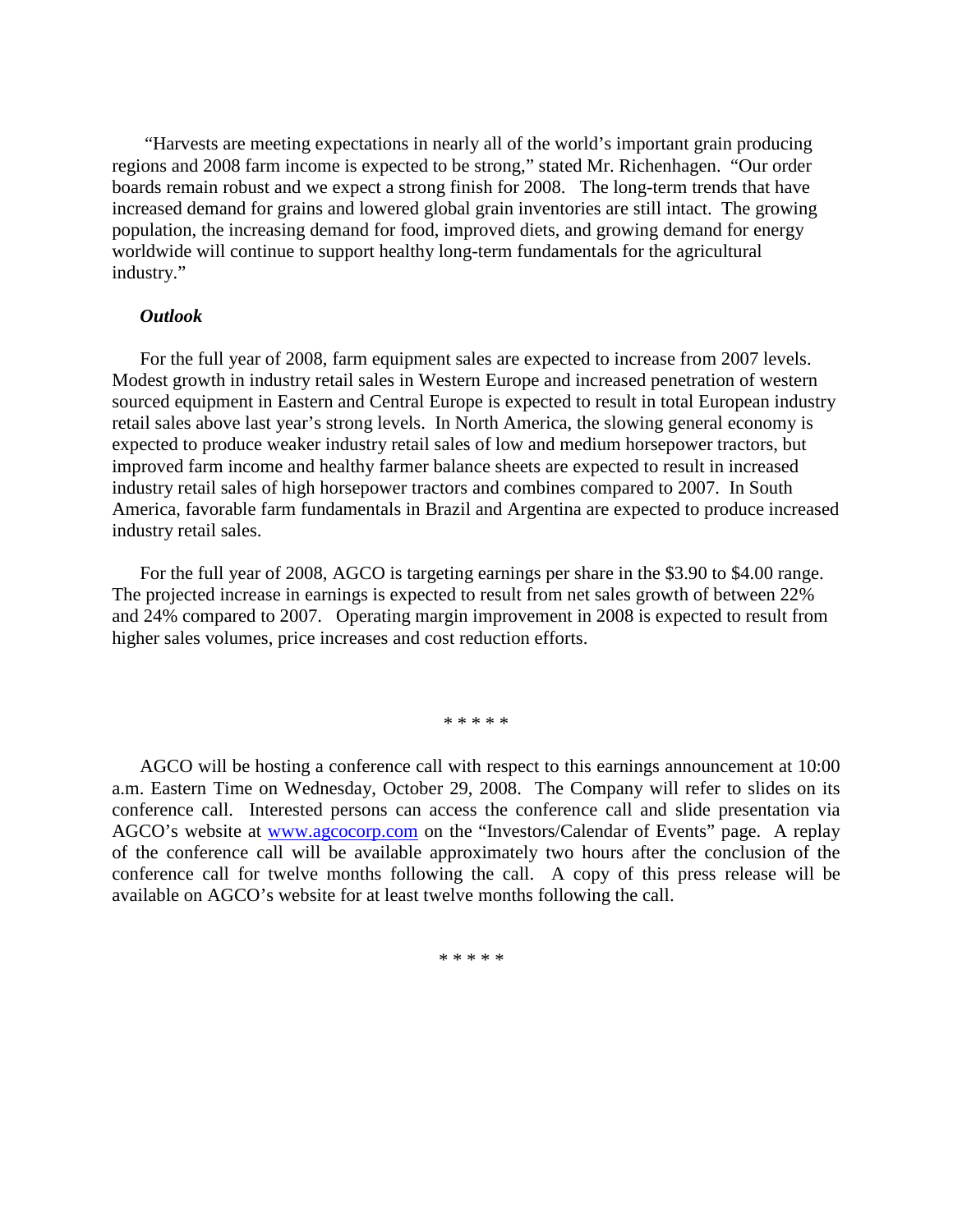"Harvests are meeting expectations in nearly all of the world's important grain producing regions and 2008 farm income is expected to be strong," stated Mr. Richenhagen. "Our order boards remain robust and we expect a strong finish for 2008. The long-term trends that have increased demand for grains and lowered global grain inventories are still intact. The growing population, the increasing demand for food, improved diets, and growing demand for energy worldwide will continue to support healthy long-term fundamentals for the agricultural industry."

***Outlook***

For the full year of 2008, farm equipment sales are expected to increase from 2007 levels. Modest growth in industry retail sales in Western Europe and increased penetration of western sourced equipment in Eastern and Central Europe is expected to result in total European industry retail sales above last year's strong levels. In North America, the slowing general economy is expected to produce weaker industry retail sales of low and medium horsepower tractors, but improved farm income and healthy farmer balance sheets are expected to result in increased industry retail sales of high horsepower tractors and combines compared to 2007. In South America, favorable farm fundamentals in Brazil and Argentina are expected to produce increased industry retail sales.

For the full year of 2008, AGCO is targeting earnings per share in the $3.90 to $4.00 range. The projected increase in earnings is expected to result from net sales growth of between 22% and 24% compared to 2007. Operating margin improvement in 2008 is expected to result from higher sales volumes, price increases and cost reduction efforts.

\* \* \* \* \*

AGCO will be hosting a conference call with respect to this earnings announcement at 10:00 a.m. Eastern Time on Wednesday, October 29, 2008. The Company will refer to slides on its conference call. Interested persons can access the conference call and slide presentation via AGCO's website at www.agcocorp.com on the "Investors/Calendar of Events" page. A replay of the conference call will be available approximately two hours after the conclusion of the conference call for twelve months following the call. A copy of this press release will be available on AGCO's website for at least twelve months following the call.

\* \* \* \* \*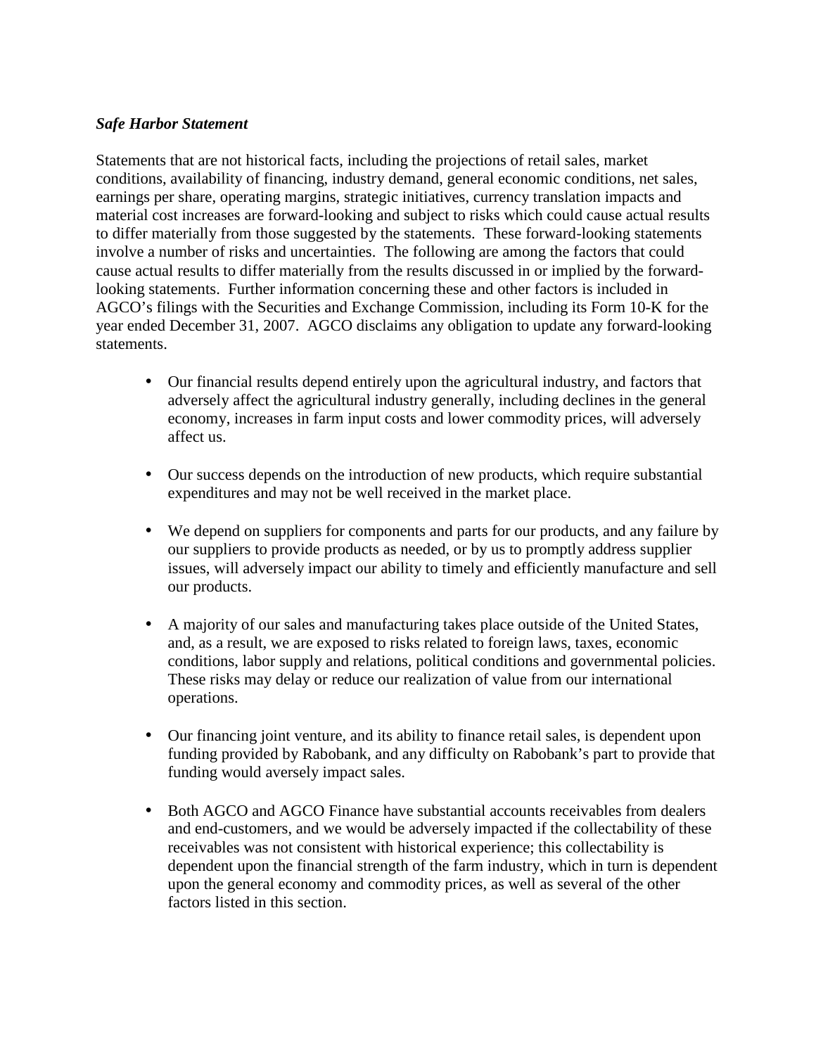***Safe Harbor Statement***

Statements that are not historical facts, including the projections of retail sales, market conditions, availability of financing, industry demand, general economic conditions, net sales, earnings per share, operating margins, strategic initiatives, currency translation impacts and material cost increases are forward-looking and subject to risks which could cause actual results to differ materially from those suggested by the statements. These forward-looking statements involve a number of risks and uncertainties. The following are among the factors that could cause actual results to differ materially from the results discussed in or implied by the forward-looking statements. Further information concerning these and other factors is included in AGCO's filings with the Securities and Exchange Commission, including its Form 10-K for the year ended December 31, 2007. AGCO disclaims any obligation to update any forward-looking statements.

- Our financial results depend entirely upon the agricultural industry, and factors that adversely affect the agricultural industry generally, including declines in the general economy, increases in farm input costs and lower commodity prices, will adversely affect us.

- Our success depends on the introduction of new products, which require substantial expenditures and may not be well received in the market place.

- We depend on suppliers for components and parts for our products, and any failure by our suppliers to provide products as needed, or by us to promptly address supplier issues, will adversely impact our ability to timely and efficiently manufacture and sell our products.

- A majority of our sales and manufacturing takes place outside of the United States, and, as a result, we are exposed to risks related to foreign laws, taxes, economic conditions, labor supply and relations, political conditions and governmental policies. These risks may delay or reduce our realization of value from our international operations.

- Our financing joint venture, and its ability to finance retail sales, is dependent upon funding provided by Rabobank, and any difficulty on Rabobank's part to provide that funding would aversely impact sales.

- Both AGCO and AGCO Finance have substantial accounts receivables from dealers and end-customers, and we would be adversely impacted if the collectability of these receivables was not consistent with historical experience; this collectability is dependent upon the financial strength of the farm industry, which in turn is dependent upon the general economy and commodity prices, as well as several of the other factors listed in this section.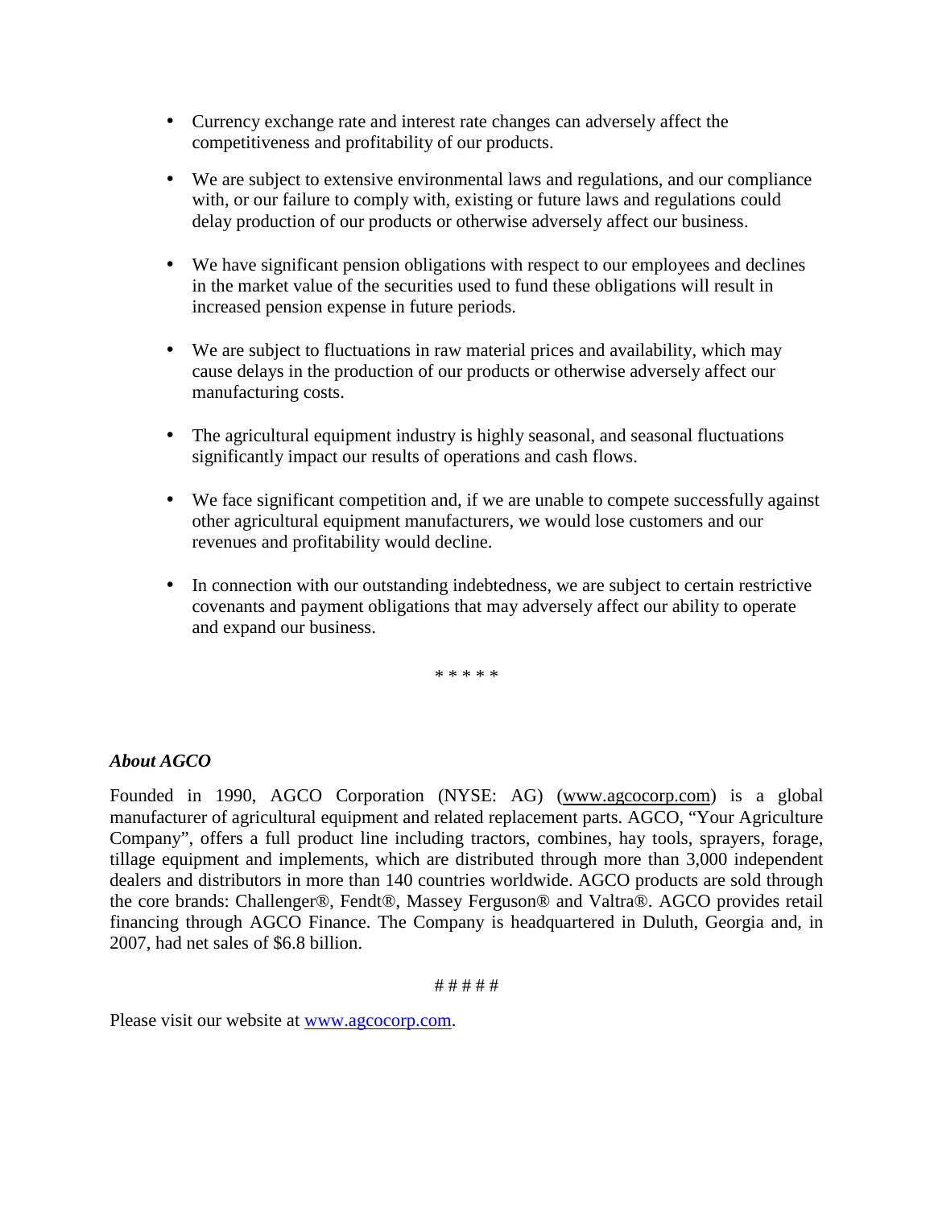- Currency exchange rate and interest rate changes can adversely affect the competitiveness and profitability of our products.

- We are subject to extensive environmental laws and regulations, and our compliance with, or our failure to comply with, existing or future laws and regulations could delay production of our products or otherwise adversely affect our business.

- We have significant pension obligations with respect to our employees and declines in the market value of the securities used to fund these obligations will result in increased pension expense in future periods.

- We are subject to fluctuations in raw material prices and availability, which may cause delays in the production of our products or otherwise adversely affect our manufacturing costs.

- The agricultural equipment industry is highly seasonal, and seasonal fluctuations significantly impact our results of operations and cash flows.

- We face significant competition and, if we are unable to compete successfully against other agricultural equipment manufacturers, we would lose customers and our revenues and profitability would decline.

- In connection with our outstanding indebtedness, we are subject to certain restrictive covenants and payment obligations that may adversely affect our ability to operate and expand our business.

* * * * *

***About AGCO***

Founded in 1990, AGCO Corporation (NYSE: AG) (www.agcocorp.com) is a global manufacturer of agricultural equipment and related replacement parts. AGCO, "Your Agriculture Company", offers a full product line including tractors, combines, hay tools, sprayers, forage, tillage equipment and implements, which are distributed through more than 3,000 independent dealers and distributors in more than 140 countries worldwide. AGCO products are sold through the core brands: Challenger®, Fendt®, Massey Ferguson® and Valtra®. AGCO provides retail financing through AGCO Finance. The Company is headquartered in Duluth, Georgia and, in 2007, had net sales of $6.8 billion.

# # # # #

Please visit our website at www.agcocorp.com.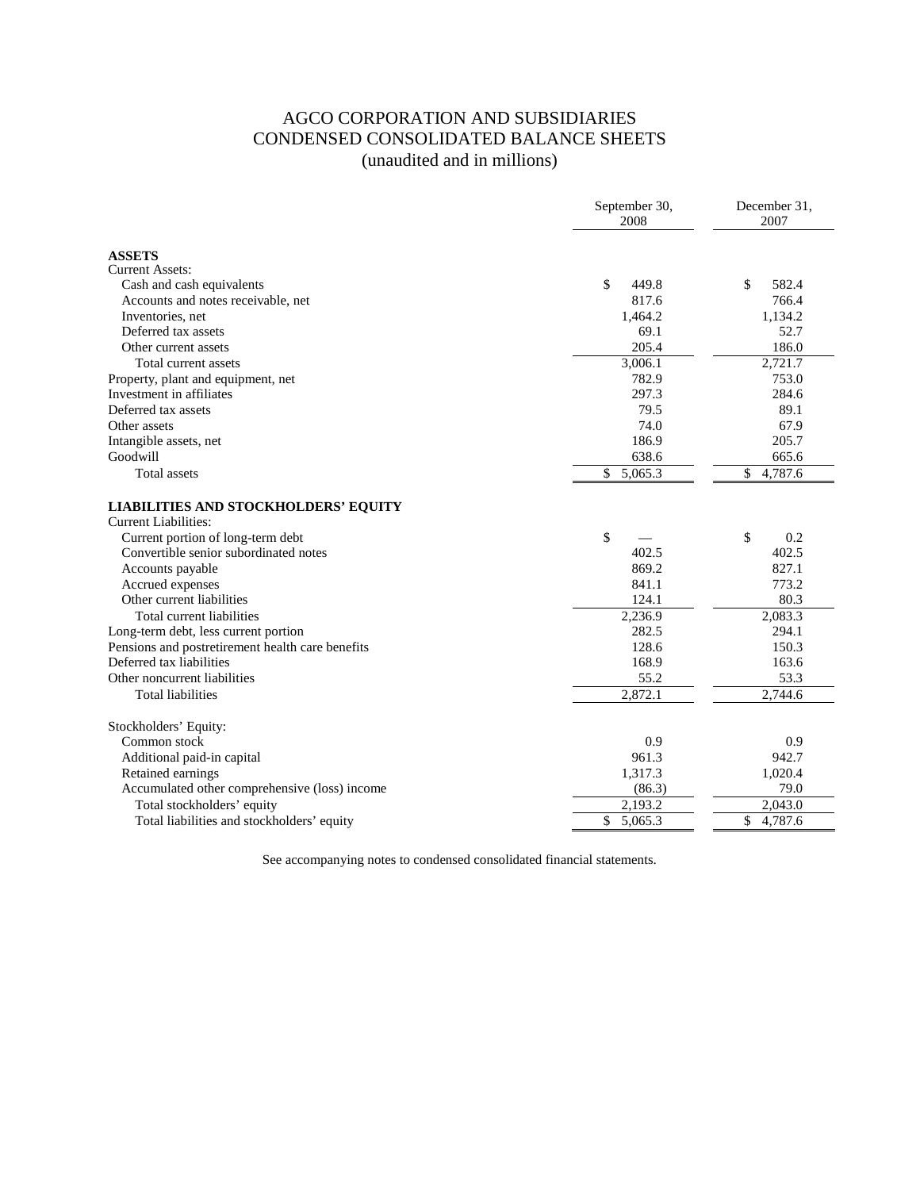# AGCO CORPORATION AND SUBSIDIARIES
## CONDENSED CONSOLIDATED BALANCE SHEETS
### (unaudited and in millions)

| | September 30, 2008 | December 31, 2007 |
|---|---|---|
| **ASSETS** | | |
| Current Assets: | | |
| Cash and cash equivalents | $ 449.8 | $ 582.4 |
| Accounts and notes receivable, net | 817.6 | 766.4 |
| Inventories, net | 1,464.2 | 1,134.2 |
| Deferred tax assets | 69.1 | 52.7 |
| Other current assets | 205.4 | 186.0 |
| Total current assets | 3,006.1 | 2,721.7 |
| Property, plant and equipment, net | 782.9 | 753.0 |
| Investment in affiliates | 297.3 | 284.6 |
| Deferred tax assets | 79.5 | 89.1 |
| Other assets | 74.0 | 67.9 |
| Intangible assets, net | 186.9 | 205.7 |
| Goodwill | 638.6 | 665.6 |
| Total assets | $ 5,065.3 | $ 4,787.6 |
| **LIABILITIES AND STOCKHOLDERS' EQUITY** | | |
| Current Liabilities: | | |
| Current portion of long-term debt | $ — | $ 0.2 |
| Convertible senior subordinated notes | 402.5 | 402.5 |
| Accounts payable | 869.2 | 827.1 |
| Accrued expenses | 841.1 | 773.2 |
| Other current liabilities | 124.1 | 80.3 |
| Total current liabilities | 2,236.9 | 2,083.3 |
| Long-term debt, less current portion | 282.5 | 294.1 |
| Pensions and postretirement health care benefits | 128.6 | 150.3 |
| Deferred tax liabilities | 168.9 | 163.6 |
| Other noncurrent liabilities | 55.2 | 53.3 |
| Total liabilities | 2,872.1 | 2,744.6 |
| Stockholders' Equity: | | |
| Common stock | 0.9 | 0.9 |
| Additional paid-in capital | 961.3 | 942.7 |
| Retained earnings | 1,317.3 | 1,020.4 |
| Accumulated other comprehensive (loss) income | (86.3) | 79.0 |
| Total stockholders' equity | 2,193.2 | 2,043.0 |
| Total liabilities and stockholders' equity | $ 5,065.3 | $ 4,787.6 |

See accompanying notes to condensed consolidated financial statements.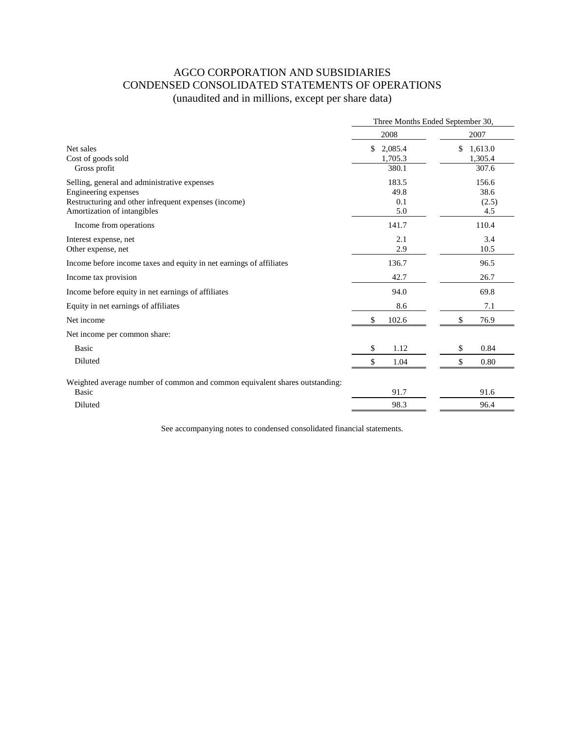# AGCO CORPORATION AND SUBSIDIARIES
## CONDENSED CONSOLIDATED STATEMENTS OF OPERATIONS
### (unaudited and in millions, except per share data)

| | Three Months Ended September 30, | |
|---|---|---|
| | 2008 | 2007 |
| Net sales | $ 2,085.4 | $ 1,613.0 |
| Cost of goods sold | 1,705.3 | 1,305.4 |
| Gross profit | 380.1 | 307.6 |
| Selling, general and administrative expenses | 183.5 | 156.6 |
| Engineering expenses | 49.8 | 38.6 |
| Restructuring and other infrequent expenses (income) | 0.1 | (2.5) |
| Amortization of intangibles | 5.0 | 4.5 |
| Income from operations | 141.7 | 110.4 |
| Interest expense, net | 2.1 | 3.4 |
| Other expense, net | 2.9 | 10.5 |
| Income before income taxes and equity in net earnings of affiliates | 136.7 | 96.5 |
| Income tax provision | 42.7 | 26.7 |
| Income before equity in net earnings of affiliates | 94.0 | 69.8 |
| Equity in net earnings of affiliates | 8.6 | 7.1 |
| Net income | $ 102.6 | $ 76.9 |
| Net income per common share: | | |
| Basic | $ 1.12 | $ 0.84 |
| Diluted | $ 1.04 | $ 0.80 |
| Weighted average number of common and common equivalent shares outstanding: | | |
| Basic | 91.7 | 91.6 |
| Diluted | 98.3 | 96.4 |

See accompanying notes to condensed consolidated financial statements.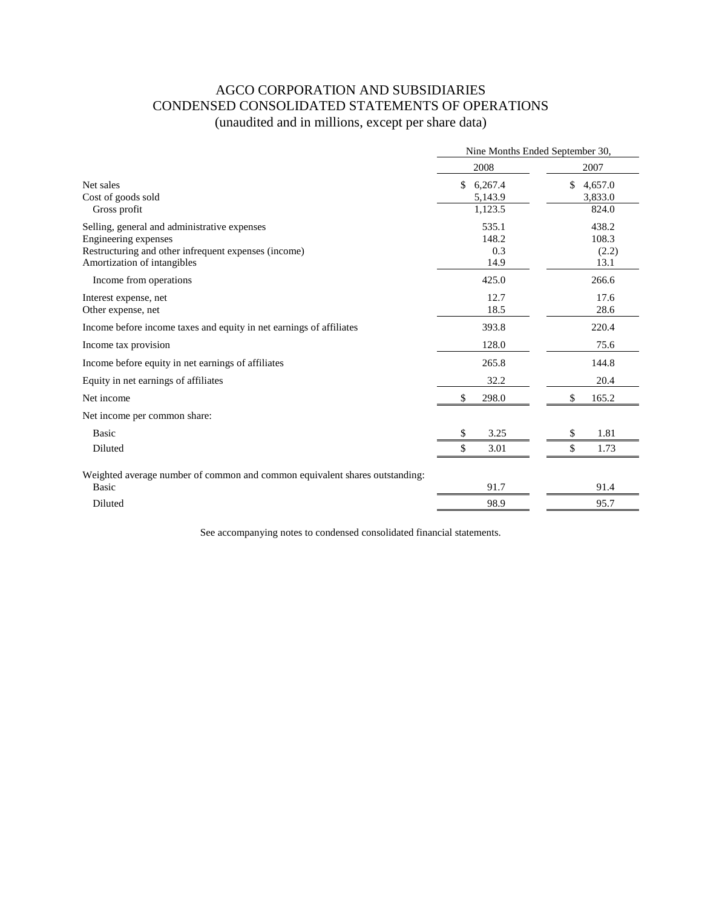# AGCO CORPORATION AND SUBSIDIARIES
## CONDENSED CONSOLIDATED STATEMENTS OF OPERATIONS
(unaudited and in millions, except per share data)

| | Nine Months Ended September 30, | |
|---|---|---|
| | 2008 | 2007 |
| Net sales | $ 6,267.4 | $ 4,657.0 |
| Cost of goods sold | 5,143.9 | 3,833.0 |
| Gross profit | 1,123.5 | 824.0 |
| Selling, general and administrative expenses | 535.1 | 438.2 |
| Engineering expenses | 148.2 | 108.3 |
| Restructuring and other infrequent expenses (income) | 0.3 | (2.2) |
| Amortization of intangibles | 14.9 | 13.1 |
| Income from operations | 425.0 | 266.6 |
| Interest expense, net | 12.7 | 17.6 |
| Other expense, net | 18.5 | 28.6 |
| Income before income taxes and equity in net earnings of affiliates | 393.8 | 220.4 |
| Income tax provision | 128.0 | 75.6 |
| Income before equity in net earnings of affiliates | 265.8 | 144.8 |
| Equity in net earnings of affiliates | 32.2 | 20.4 |
| Net income | $ 298.0 | $ 165.2 |
| Net income per common share: | | |
| Basic | $ 3.25 | $ 1.81 |
| Diluted | $ 3.01 | $ 1.73 |
| Weighted average number of common and common equivalent shares outstanding: | | |
| Basic | 91.7 | 91.4 |
| Diluted | 98.9 | 95.7 |

See accompanying notes to condensed consolidated financial statements.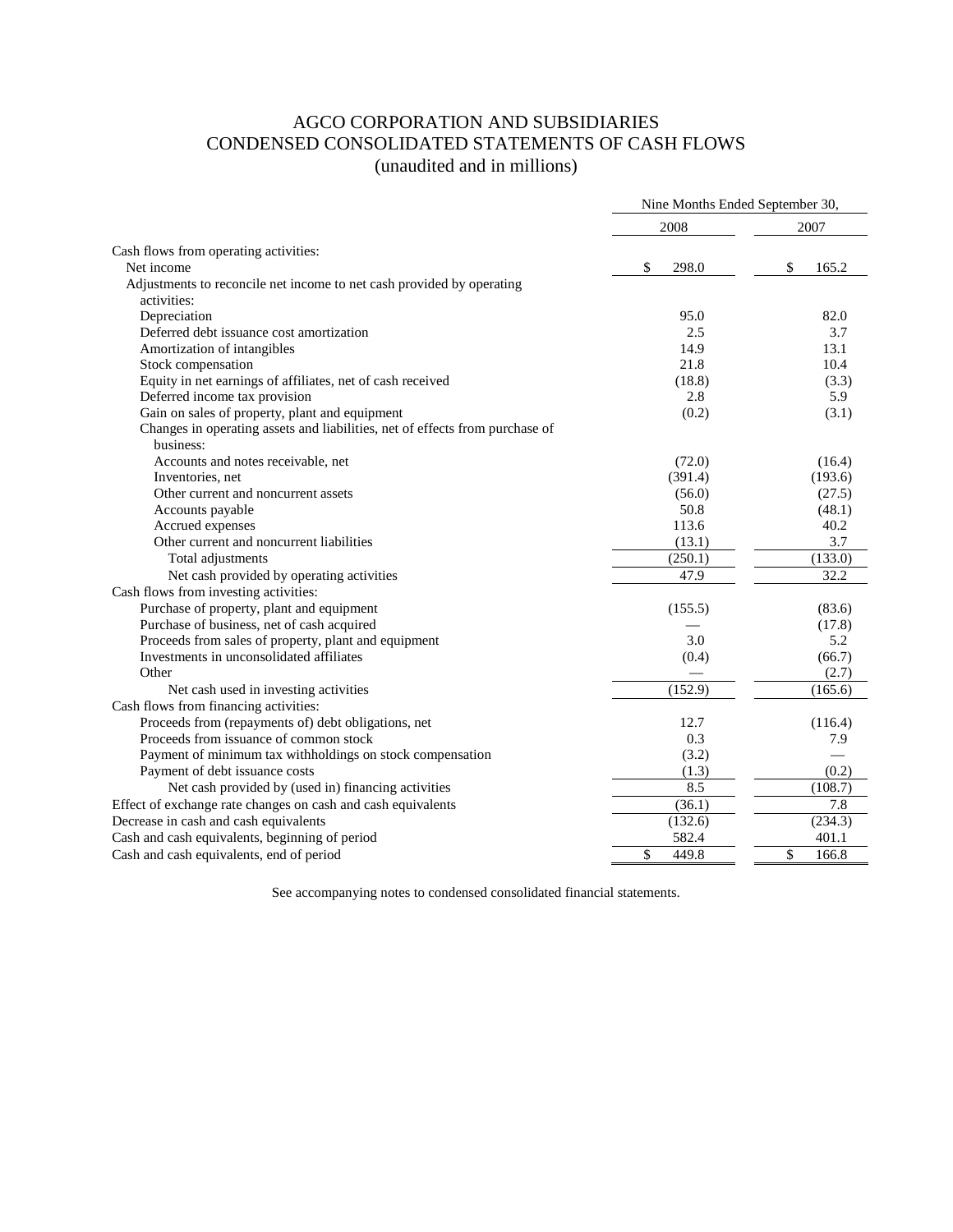# AGCO CORPORATION AND SUBSIDIARIES
## CONDENSED CONSOLIDATED STATEMENTS OF CASH FLOWS
### (unaudited and in millions)

| | Nine Months Ended September 30, | |
|---|---|---|
| | 2008 | 2007 |
| Cash flows from operating activities: | | |
| Net income | $ 298.0 | $ 165.2 |
| Adjustments to reconcile net income to net cash provided by operating activities: | | |
| Depreciation | 95.0 | 82.0 |
| Deferred debt issuance cost amortization | 2.5 | 3.7 |
| Amortization of intangibles | 14.9 | 13.1 |
| Stock compensation | 21.8 | 10.4 |
| Equity in net earnings of affiliates, net of cash received | (18.8) | (3.3) |
| Deferred income tax provision | 2.8 | 5.9 |
| Gain on sales of property, plant and equipment | (0.2) | (3.1) |
| Changes in operating assets and liabilities, net of effects from purchase of business: | | |
| Accounts and notes receivable, net | (72.0) | (16.4) |
| Inventories, net | (391.4) | (193.6) |
| Other current and noncurrent assets | (56.0) | (27.5) |
| Accounts payable | 50.8 | (48.1) |
| Accrued expenses | 113.6 | 40.2 |
| Other current and noncurrent liabilities | (13.1) | 3.7 |
| Total adjustments | (250.1) | (133.0) |
| Net cash provided by operating activities | 47.9 | 32.2 |
| Cash flows from investing activities: | | |
| Purchase of property, plant and equipment | (155.5) | (83.6) |
| Purchase of business, net of cash acquired | — | (17.8) |
| Proceeds from sales of property, plant and equipment | 3.0 | 5.2 |
| Investments in unconsolidated affiliates | (0.4) | (66.7) |
| Other | — | (2.7) |
| Net cash used in investing activities | (152.9) | (165.6) |
| Cash flows from financing activities: | | |
| Proceeds from (repayments of) debt obligations, net | 12.7 | (116.4) |
| Proceeds from issuance of common stock | 0.3 | 7.9 |
| Payment of minimum tax withholdings on stock compensation | (3.2) | — |
| Payment of debt issuance costs | (1.3) | (0.2) |
| Net cash provided by (used in) financing activities | 8.5 | (108.7) |
| Effect of exchange rate changes on cash and cash equivalents | (36.1) | 7.8 |
| Decrease in cash and cash equivalents | (132.6) | (234.3) |
| Cash and cash equivalents, beginning of period | 582.4 | 401.1 |
| Cash and cash equivalents, end of period | $ 449.8 | $ 166.8 |

See accompanying notes to condensed consolidated financial statements.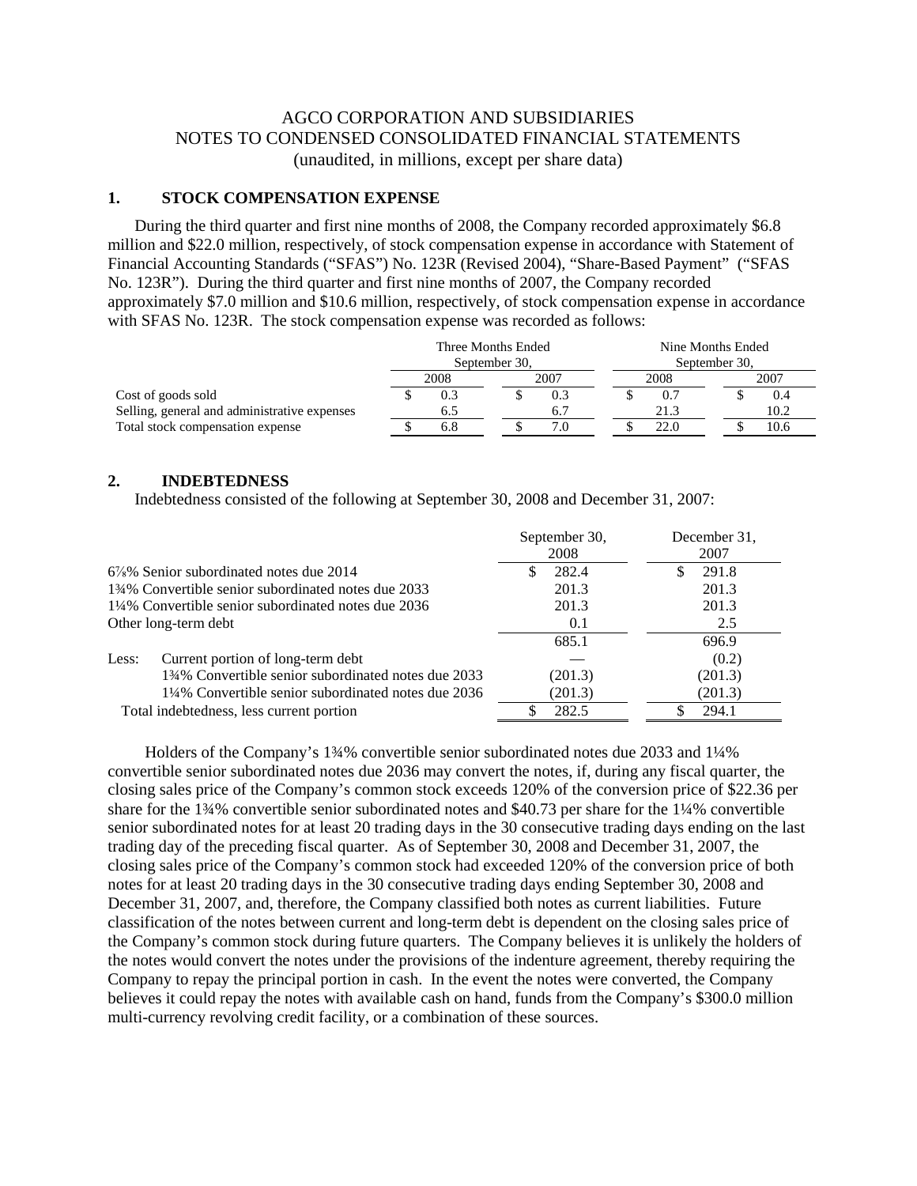AGCO CORPORATION AND SUBSIDIARIES
NOTES TO CONDENSED CONSOLIDATED FINANCIAL STATEMENTS
(unaudited, in millions, except per share data)

## 1. STOCK COMPENSATION EXPENSE

During the third quarter and first nine months of 2008, the Company recorded approximately $6.8 million and $22.0 million, respectively, of stock compensation expense in accordance with Statement of Financial Accounting Standards ("SFAS") No. 123R (Revised 2004), "Share-Based Payment" ("SFAS No. 123R"). During the third quarter and first nine months of 2007, the Company recorded approximately $7.0 million and $10.6 million, respectively, of stock compensation expense in accordance with SFAS No. 123R. The stock compensation expense was recorded as follows:

| | Three Months Ended September 30, | | Nine Months Ended September 30, | |
|---|---|---|---|---|
| | 2008 | 2007 | 2008 | 2007 |
| Cost of goods sold | $ 0.3 | $ 0.3 | $ 0.7 | $ 0.4 |
| Selling, general and administrative expenses | 6.5 | 6.7 | 21.3 | 10.2 |
| Total stock compensation expense | $ 6.8 | $ 7.0 | $ 22.0 | $ 10.6 |

## 2. INDEBTEDNESS

Indebtedness consisted of the following at September 30, 2008 and December 31, 2007:

| | September 30, 2008 | December 31, 2007 |
|---|---|---|
| 6⅞% Senior subordinated notes due 2014 | $ 282.4 | $ 291.8 |
| 1¾% Convertible senior subordinated notes due 2033 | 201.3 | 201.3 |
| 1¼% Convertible senior subordinated notes due 2036 | 201.3 | 201.3 |
| Other long-term debt | 0.1 | 2.5 |
| | 685.1 | 696.9 |
| Less: Current portion of long-term debt | — | (0.2) |
| 1¾% Convertible senior subordinated notes due 2033 | (201.3) | (201.3) |
| 1¼% Convertible senior subordinated notes due 2036 | (201.3) | (201.3) |
| Total indebtedness, less current portion | $ 282.5 | $ 294.1 |

Holders of the Company's 1¾% convertible senior subordinated notes due 2033 and 1¼% convertible senior subordinated notes due 2036 may convert the notes, if, during any fiscal quarter, the closing sales price of the Company's common stock exceeds 120% of the conversion price of $22.36 per share for the 1¾% convertible senior subordinated notes and $40.73 per share for the 1¼% convertible senior subordinated notes for at least 20 trading days in the 30 consecutive trading days ending on the last trading day of the preceding fiscal quarter. As of September 30, 2008 and December 31, 2007, the closing sales price of the Company's common stock had exceeded 120% of the conversion price of both notes for at least 20 trading days in the 30 consecutive trading days ending September 30, 2008 and December 31, 2007, and, therefore, the Company classified both notes as current liabilities. Future classification of the notes between current and long-term debt is dependent on the closing sales price of the Company's common stock during future quarters. The Company believes it is unlikely the holders of the notes would convert the notes under the provisions of the indenture agreement, thereby requiring the Company to repay the principal portion in cash. In the event the notes were converted, the Company believes it could repay the notes with available cash on hand, funds from the Company's $300.0 million multi-currency revolving credit facility, or a combination of these sources.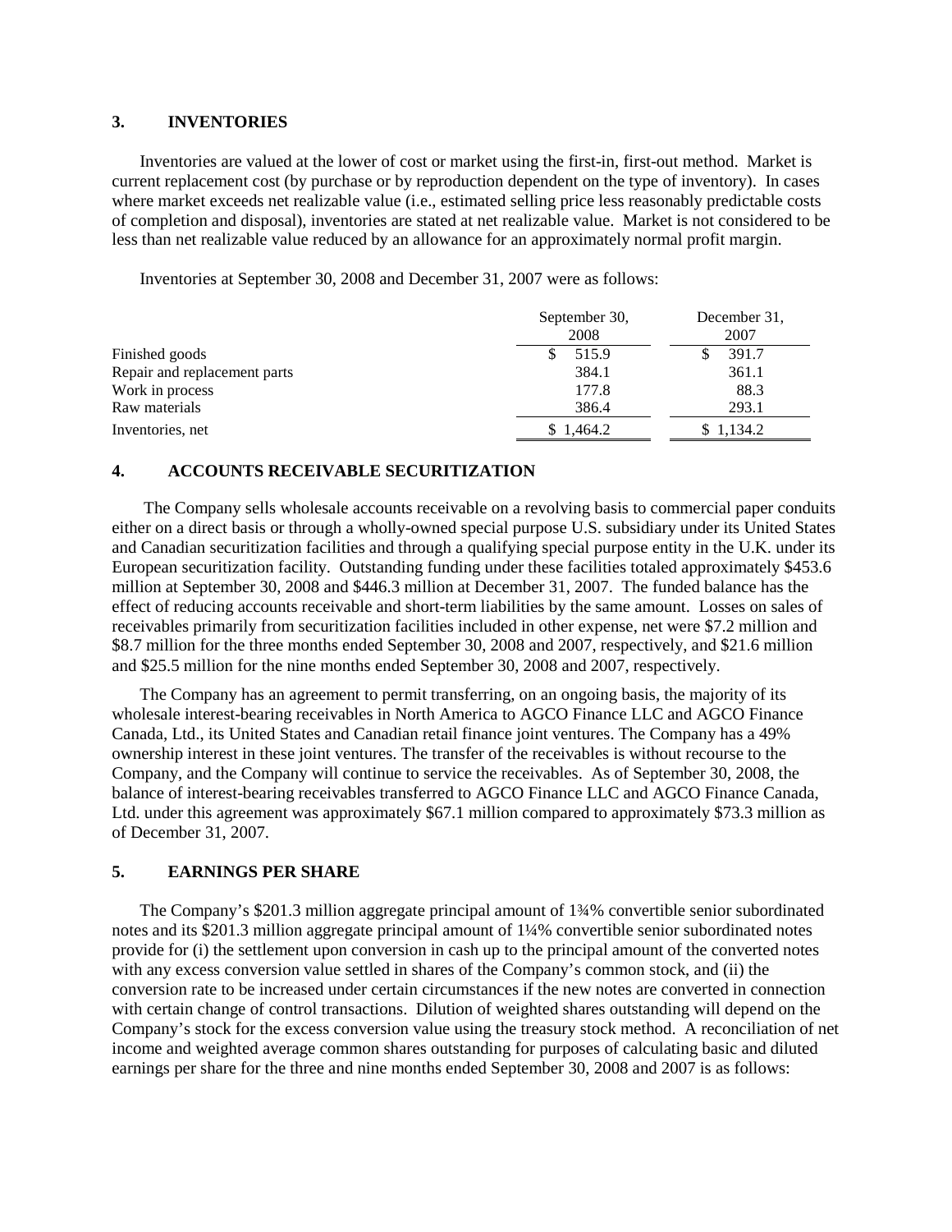## 3. INVENTORIES

Inventories are valued at the lower of cost or market using the first-in, first-out method. Market is current replacement cost (by purchase or by reproduction dependent on the type of inventory). In cases where market exceeds net realizable value (i.e., estimated selling price less reasonably predictable costs of completion and disposal), inventories are stated at net realizable value. Market is not considered to be less than net realizable value reduced by an allowance for an approximately normal profit margin.

Inventories at September 30, 2008 and December 31, 2007 were as follows:

| | September 30, 2008 | December 31, 2007 |
|---|---|---|
| Finished goods | $ 515.9 | $ 391.7 |
| Repair and replacement parts | 384.1 | 361.1 |
| Work in process | 177.8 | 88.3 |
| Raw materials | 386.4 | 293.1 |
| Inventories, net | $ 1,464.2 | $ 1,134.2 |

## 4. ACCOUNTS RECEIVABLE SECURITIZATION

The Company sells wholesale accounts receivable on a revolving basis to commercial paper conduits either on a direct basis or through a wholly-owned special purpose U.S. subsidiary under its United States and Canadian securitization facilities and through a qualifying special purpose entity in the U.K. under its European securitization facility. Outstanding funding under these facilities totaled approximately $453.6 million at September 30, 2008 and $446.3 million at December 31, 2007. The funded balance has the effect of reducing accounts receivable and short-term liabilities by the same amount. Losses on sales of receivables primarily from securitization facilities included in other expense, net were $7.2 million and $8.7 million for the three months ended September 30, 2008 and 2007, respectively, and $21.6 million and $25.5 million for the nine months ended September 30, 2008 and 2007, respectively.

The Company has an agreement to permit transferring, on an ongoing basis, the majority of its wholesale interest-bearing receivables in North America to AGCO Finance LLC and AGCO Finance Canada, Ltd., its United States and Canadian retail finance joint ventures. The Company has a 49% ownership interest in these joint ventures. The transfer of the receivables is without recourse to the Company, and the Company will continue to service the receivables. As of September 30, 2008, the balance of interest-bearing receivables transferred to AGCO Finance LLC and AGCO Finance Canada, Ltd. under this agreement was approximately $67.1 million compared to approximately $73.3 million as of December 31, 2007.

## 5. EARNINGS PER SHARE

The Company's $201.3 million aggregate principal amount of 1¾% convertible senior subordinated notes and its $201.3 million aggregate principal amount of 1¼% convertible senior subordinated notes provide for (i) the settlement upon conversion in cash up to the principal amount of the converted notes with any excess conversion value settled in shares of the Company's common stock, and (ii) the conversion rate to be increased under certain circumstances if the new notes are converted in connection with certain change of control transactions. Dilution of weighted shares outstanding will depend on the Company's stock for the excess conversion value using the treasury stock method. A reconciliation of net income and weighted average common shares outstanding for purposes of calculating basic and diluted earnings per share for the three and nine months ended September 30, 2008 and 2007 is as follows: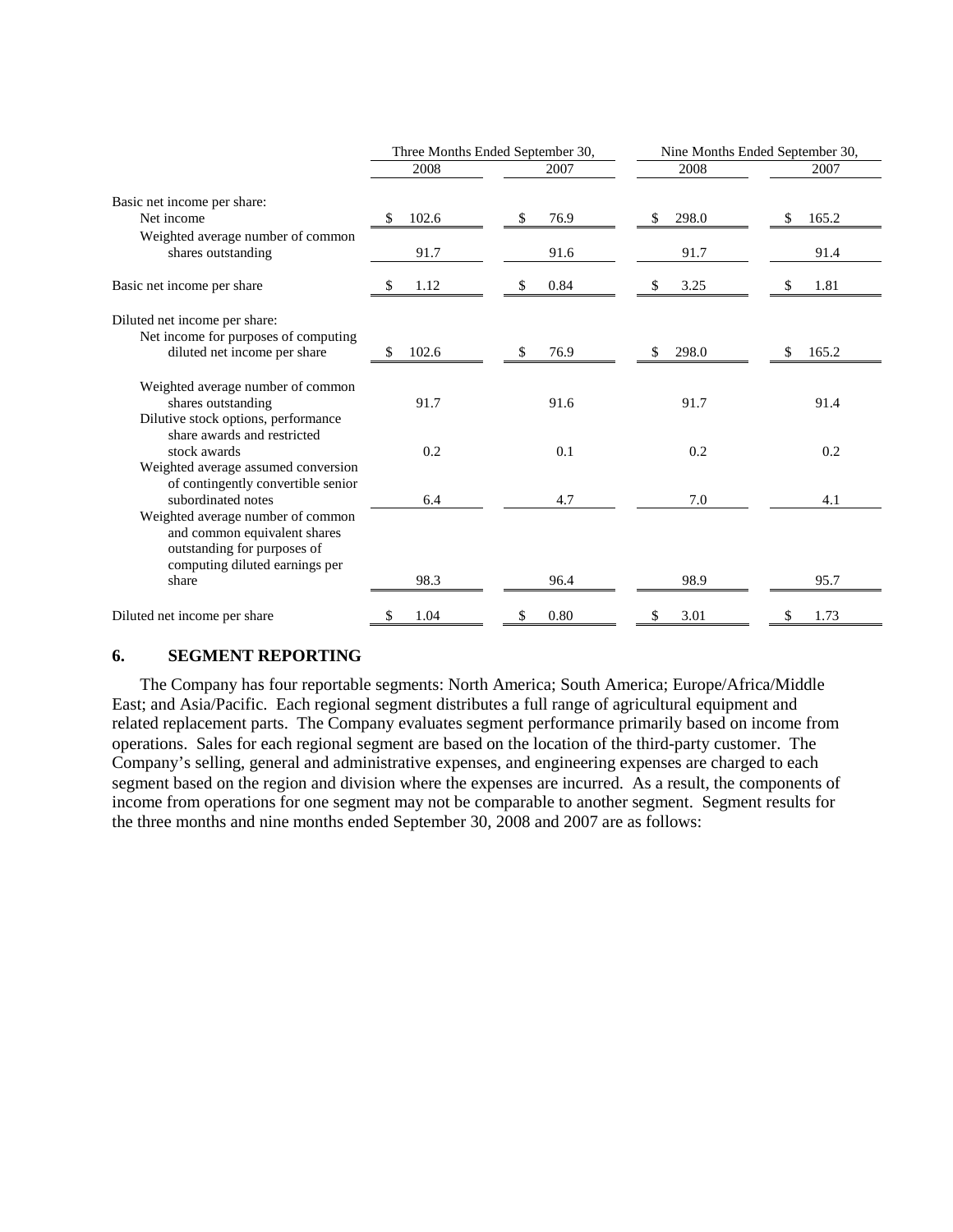| | Three Months Ended September 30, | | Nine Months Ended September 30, | |
|---|---|---|---|---|
| | 2008 | 2007 | 2008 | 2007 |
| Basic net income per share: | | | | |
| Net income | $ 102.6 | $ 76.9 | $ 298.0 | $ 165.2 |
| Weighted average number of common shares outstanding | 91.7 | 91.6 | 91.7 | 91.4 |
| Basic net income per share | $ 1.12 | $ 0.84 | $ 3.25 | $ 1.81 |
| Diluted net income per share: | | | | |
| Net income for purposes of computing diluted net income per share | $ 102.6 | $ 76.9 | $ 298.0 | $ 165.2 |
| Weighted average number of common shares outstanding | 91.7 | 91.6 | 91.7 | 91.4 |
| Dilutive stock options, performance share awards and restricted stock awards | 0.2 | 0.1 | 0.2 | 0.2 |
| Weighted average assumed conversion of contingently convertible senior subordinated notes | 6.4 | 4.7 | 7.0 | 4.1 |
| Weighted average number of common and common equivalent shares outstanding for purposes of computing diluted earnings per share | 98.3 | 96.4 | 98.9 | 95.7 |
| Diluted net income per share | $ 1.04 | $ 0.80 | $ 3.01 | $ 1.73 |

## 6. SEGMENT REPORTING

The Company has four reportable segments: North America; South America; Europe/Africa/Middle East; and Asia/Pacific. Each regional segment distributes a full range of agricultural equipment and related replacement parts. The Company evaluates segment performance primarily based on income from operations. Sales for each regional segment are based on the location of the third-party customer. The Company's selling, general and administrative expenses, and engineering expenses are charged to each segment based on the region and division where the expenses are incurred. As a result, the components of income from operations for one segment may not be comparable to another segment. Segment results for the three months and nine months ended September 30, 2008 and 2007 are as follows: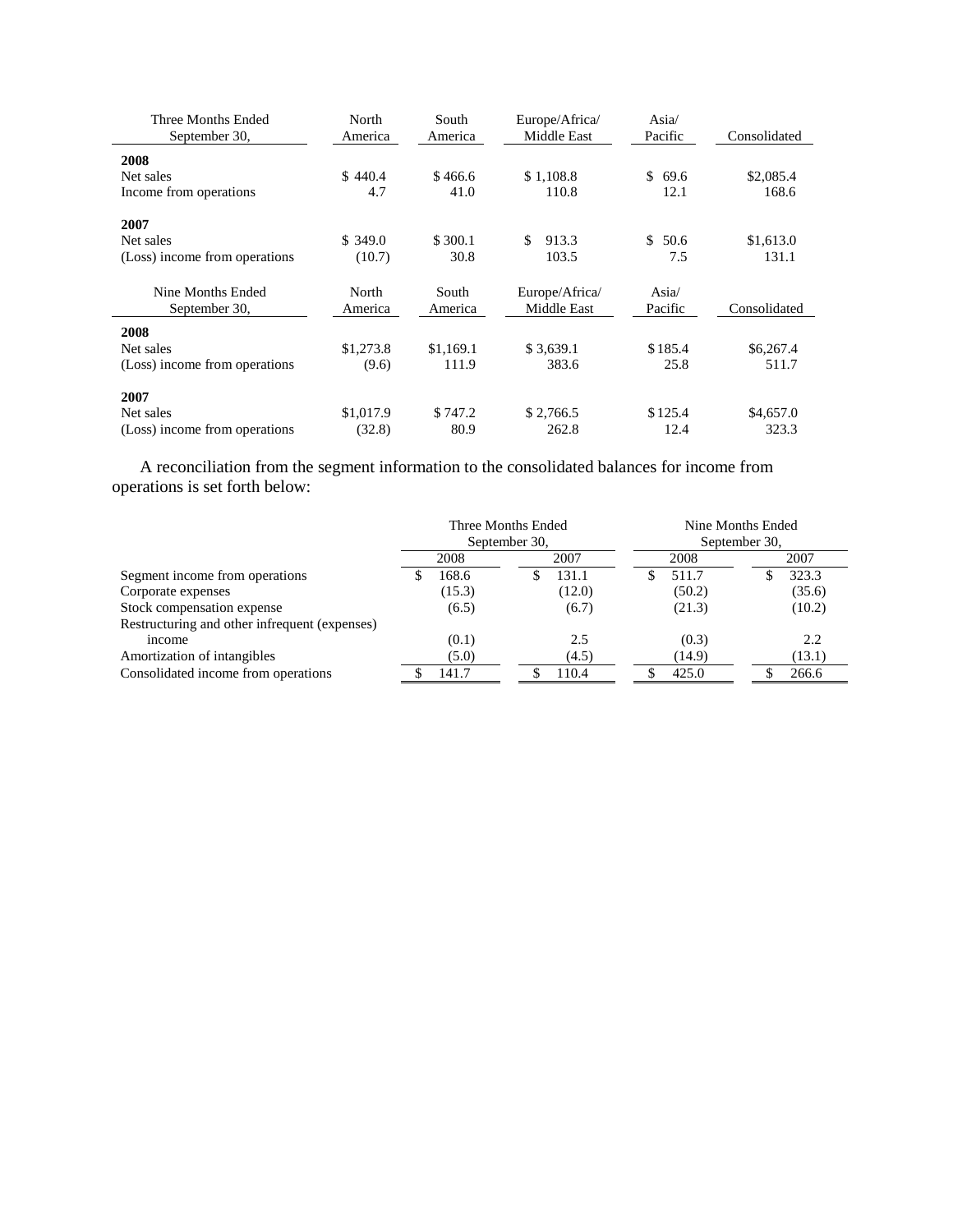| Three Months Ended September 30, | North America | South America | Europe/Africa/ Middle East | Asia/ Pacific | Consolidated |
|---|---|---|---|---|---|
| **2008** | | | | | |
| Net sales | $ 440.4 | $ 466.6 | $ 1,108.8 | $ 69.6 | $2,085.4 |
| Income from operations | 4.7 | 41.0 | 110.8 | 12.1 | 168.6 |
| **2007** | | | | | |
| Net sales | $ 349.0 | $ 300.1 | $ 913.3 | $ 50.6 | $1,613.0 |
| (Loss) income from operations | (10.7) | 30.8 | 103.5 | 7.5 | 131.1 |

| Nine Months Ended September 30, | North America | South America | Europe/Africa/ Middle East | Asia/ Pacific | Consolidated |
|---|---|---|---|---|---|
| **2008** | | | | | |
| Net sales | $1,273.8 | $1,169.1 | $ 3,639.1 | $ 185.4 | $6,267.4 |
| (Loss) income from operations | (9.6) | 111.9 | 383.6 | 25.8 | 511.7 |
| **2007** | | | | | |
| Net sales | $1,017.9 | $ 747.2 | $ 2,766.5 | $ 125.4 | $4,657.0 |
| (Loss) income from operations | (32.8) | 80.9 | 262.8 | 12.4 | 323.3 |

A reconciliation from the segment information to the consolidated balances for income from operations is set forth below:

| | Three Months Ended September 30, | | Nine Months Ended September 30, | |
|---|---|---|---|---|
| | 2008 | 2007 | 2008 | 2007 |
| Segment income from operations | $ 168.6 | $ 131.1 | $ 511.7 | $ 323.3 |
| Corporate expenses | (15.3) | (12.0) | (50.2) | (35.6) |
| Stock compensation expense | (6.5) | (6.7) | (21.3) | (10.2) |
| Restructuring and other infrequent (expenses) income | (0.1) | 2.5 | (0.3) | 2.2 |
| Amortization of intangibles | (5.0) | (4.5) | (14.9) | (13.1) |
| Consolidated income from operations | $ 141.7 | $ 110.4 | $ 425.0 | $ 266.6 |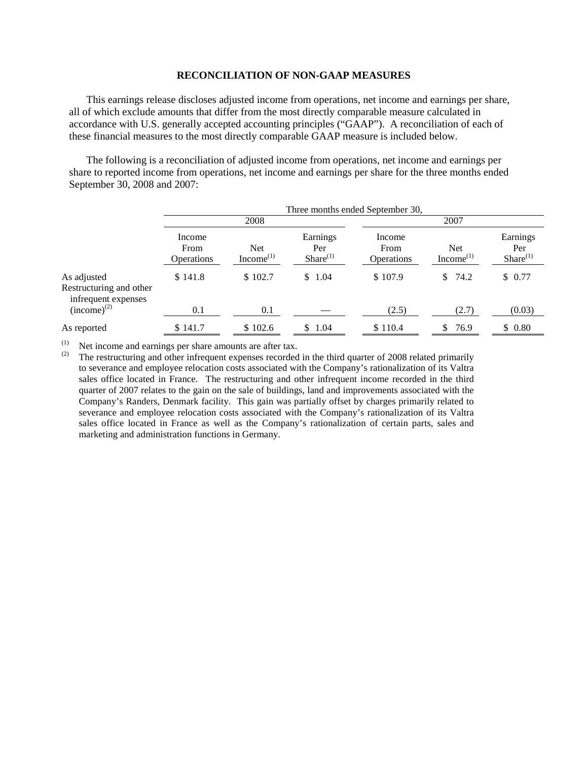## RECONCILIATION OF NON-GAAP MEASURES

This earnings release discloses adjusted income from operations, net income and earnings per share, all of which exclude amounts that differ from the most directly comparable measure calculated in accordance with U.S. generally accepted accounting principles (“GAAP”). A reconciliation of each of these financial measures to the most directly comparable GAAP measure is included below.

The following is a reconciliation of adjusted income from operations, net income and earnings per share to reported income from operations, net income and earnings per share for the three months ended September 30, 2008 and 2007:

| | Three months ended September 30, | | | | | |
|---|---|---|---|---|---|---|
| | 2008 | | | 2007 | | |
| | Income From Operations | Net Income[1] | Earnings Per Share[1] | Income From Operations | Net Income[1] | Earnings Per Share[1] |
| As adjusted | $ 141.8 | $ 102.7 | $ 1.04 | $ 107.9 | $ 74.2 | $ 0.77 |
| Restructuring and other infrequent expenses (income)[2] | 0.1 | 0.1 | — | (2.5) | (2.7) | (0.03) |
| As reported | $ 141.7 | $ 102.6 | $ 1.04 | $ 110.4 | $ 76.9 | $ 0.80 |

(1) Net income and earnings per share amounts are after tax.

(2) The restructuring and other infrequent expenses recorded in the third quarter of 2008 related primarily to severance and employee relocation costs associated with the Company’s rationalization of its Valtra sales office located in France. The restructuring and other infrequent income recorded in the third quarter of 2007 relates to the gain on the sale of buildings, land and improvements associated with the Company’s Randers, Denmark facility. This gain was partially offset by charges primarily related to severance and employee relocation costs associated with the Company’s rationalization of its Valtra sales office located in France as well as the Company’s rationalization of certain parts, sales and marketing and administration functions in Germany.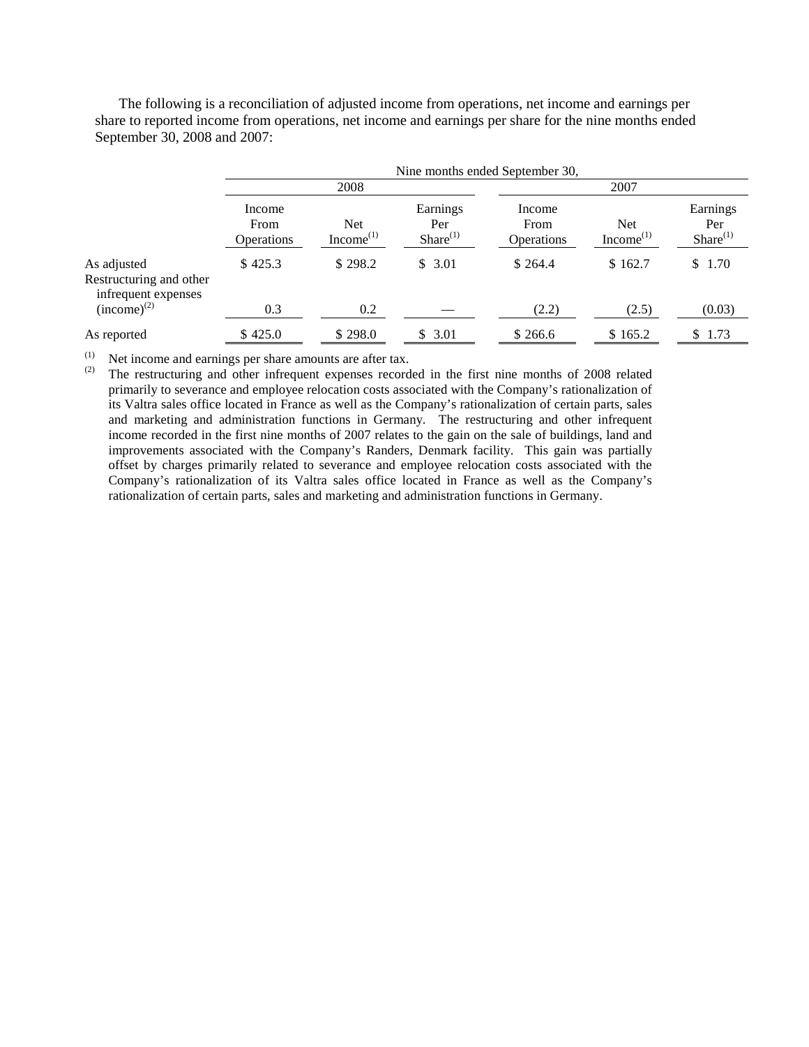The following is a reconciliation of adjusted income from operations, net income and earnings per share to reported income from operations, net income and earnings per share for the nine months ended September 30, 2008 and 2007:

| | Nine months ended September 30, | | | | | |
|---|---|---|---|---|---|---|
| | 2008 | | | 2007 | | |
| | Income From Operations | Net Income[(1)] | Earnings Per Share[(1)] | Income From Operations | Net Income[(1)] | Earnings Per Share[(1)] |
| As adjusted | $ 425.3 | $ 298.2 | $ 3.01 | $ 264.4 | $ 162.7 | $ 1.70 |
| Restructuring and other infrequent expenses (income)[(2)] | 0.3 | 0.2 | — | (2.2) | (2.5) | (0.03) |
| As reported | $ 425.0 | $ 298.0 | $ 3.01 | $ 266.6 | $ 165.2 | $ 1.73 |

(1) Net income and earnings per share amounts are after tax.

(2) The restructuring and other infrequent expenses recorded in the first nine months of 2008 related primarily to severance and employee relocation costs associated with the Company's rationalization of its Valtra sales office located in France as well as the Company's rationalization of certain parts, sales and marketing and administration functions in Germany. The restructuring and other infrequent income recorded in the first nine months of 2007 relates to the gain on the sale of buildings, land and improvements associated with the Company's Randers, Denmark facility. This gain was partially offset by charges primarily related to severance and employee relocation costs associated with the Company's rationalization of its Valtra sales office located in France as well as the Company's rationalization of certain parts, sales and marketing and administration functions in Germany.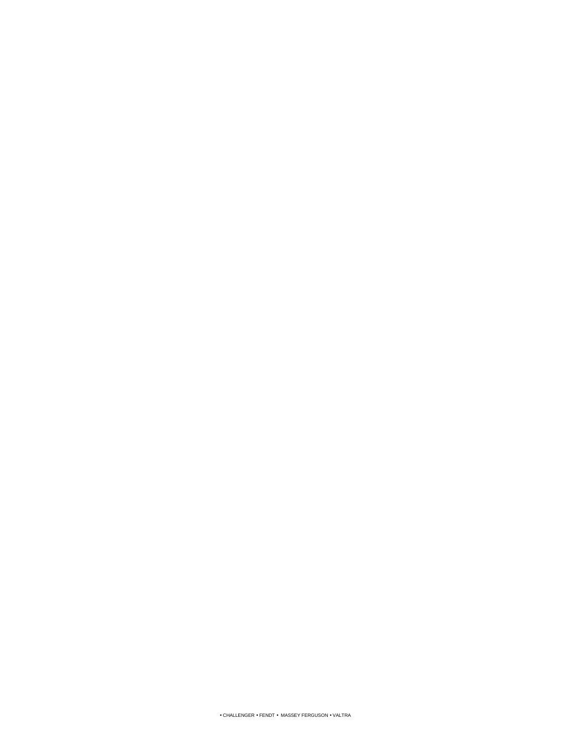• CHALLENGER • FENDT • MASSEY FERGUSON • VALTRA